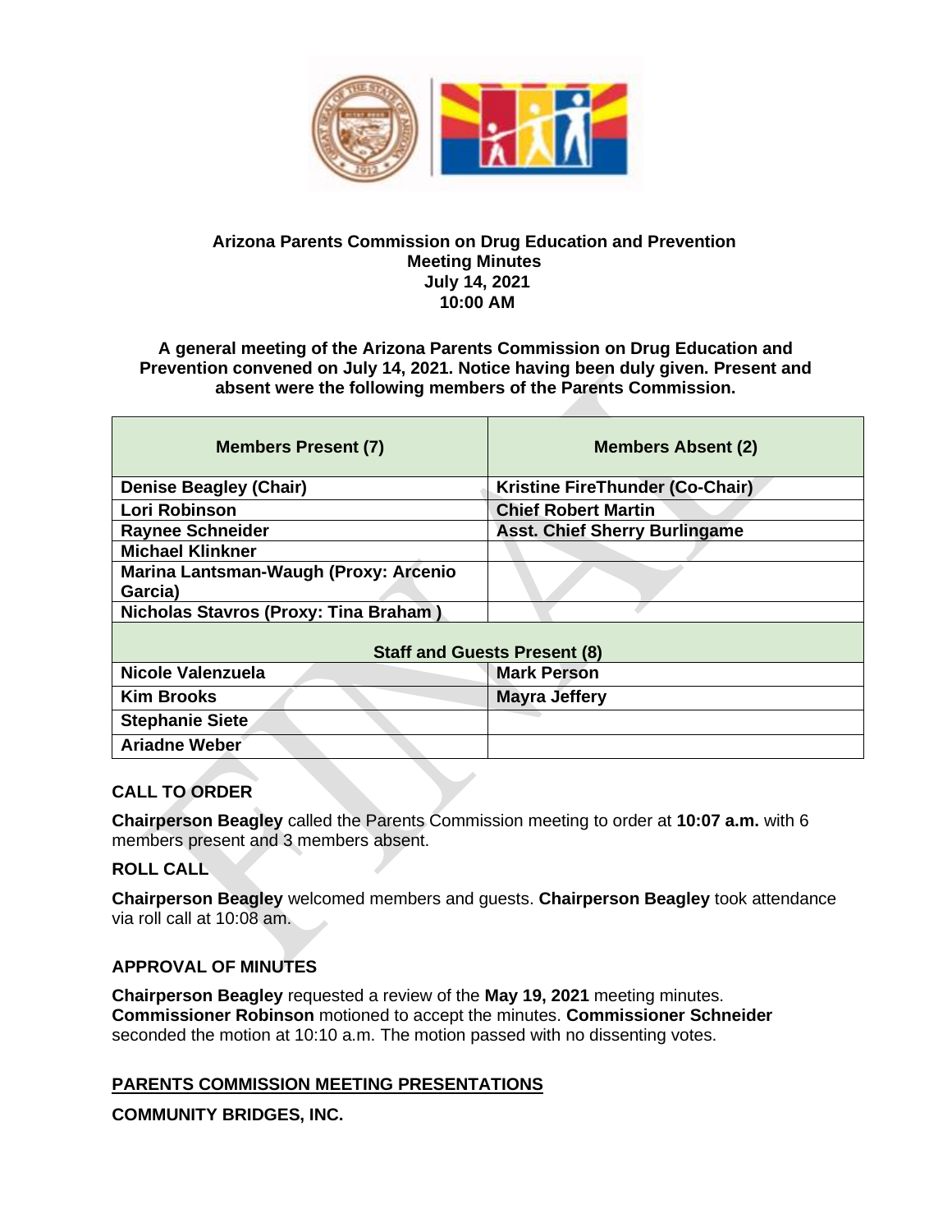**Arizona Parents Commission on Drug Education and Prevention**
**Meeting Minutes**
**July 14, 2021**
**10:00 AM**

**A general meeting of the Arizona Parents Commission on Drug Education and Prevention convened on July 14, 2021. Notice having been duly given. Present and absent were the following members of the Parents Commission.**

| Members Present (7) | Members Absent (2) |
|---|---|
| Denise Beagley (Chair) | Kristine FireThunder (Co-Chair) |
| Lori Robinson | Chief Robert Martin |
| Raynee Schneider | Asst. Chief Sherry Burlingame |
| Michael Klinkner | |
| Marina Lantsman-Waugh (Proxy: Arcenio Garcia) | |
| Nicholas Stavros (Proxy: Tina Braham ) | |
| **Staff and Guests Present (8)** | |
| Nicole Valenzuela | Mark Person |
| Kim Brooks | Mayra Jeffery |
| Stephanie Siete | |
| Ariadne Weber | |

**CALL TO ORDER**

**Chairperson Beagley** called the Parents Commission meeting to order at **10:07 a.m.** with 6 members present and 3 members absent.

**ROLL CALL**

**Chairperson Beagley** welcomed members and guests. **Chairperson Beagley** took attendance via roll call at 10:08 am.

**APPROVAL OF MINUTES**

**Chairperson Beagley** requested a review of the **May 19, 2021** meeting minutes. **Commissioner Robinson** motioned to accept the minutes. **Commissioner Schneider** seconded the motion at 10:10 a.m. The motion passed with no dissenting votes.

**PARENTS COMMISSION MEETING PRESENTATIONS**

**COMMUNITY BRIDGES, INC.**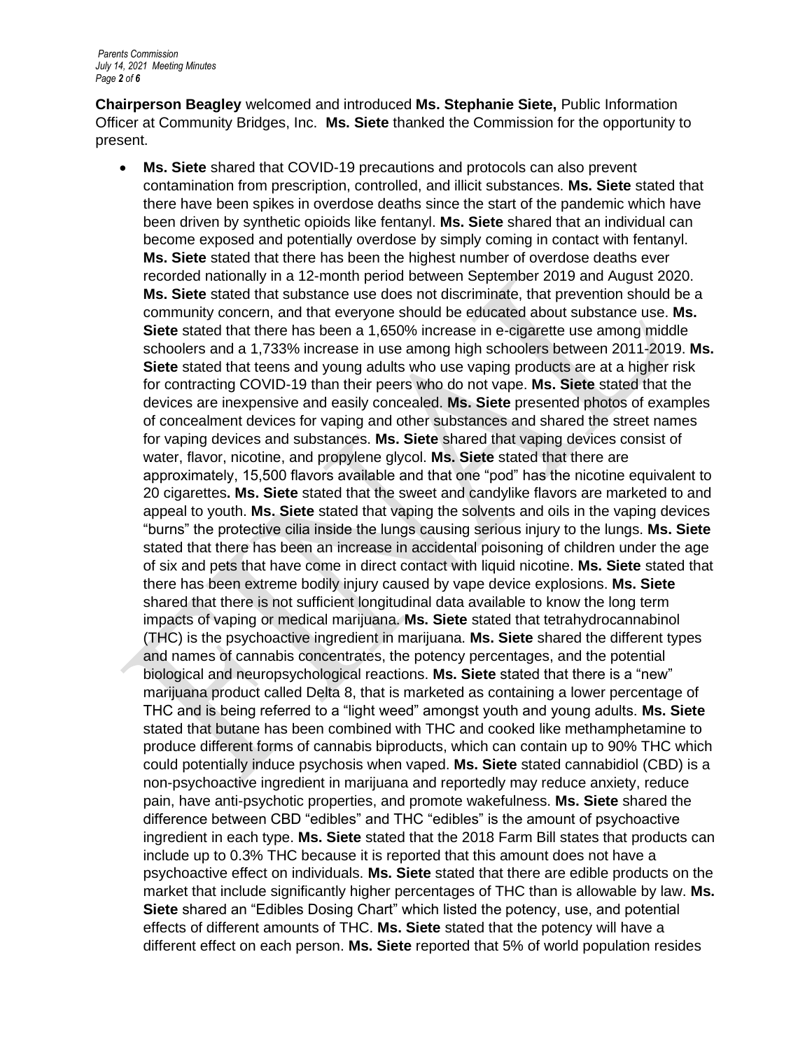**Chairperson Beagley** welcomed and introduced **Ms. Stephanie Siete,** Public Information Officer at Community Bridges, Inc. **Ms. Siete** thanked the Commission for the opportunity to present.

- **Ms. Siete** shared that COVID-19 precautions and protocols can also prevent contamination from prescription, controlled, and illicit substances. **Ms. Siete** stated that there have been spikes in overdose deaths since the start of the pandemic which have been driven by synthetic opioids like fentanyl. **Ms. Siete** shared that an individual can become exposed and potentially overdose by simply coming in contact with fentanyl. **Ms. Siete** stated that there has been the highest number of overdose deaths ever recorded nationally in a 12-month period between September 2019 and August 2020. **Ms. Siete** stated that substance use does not discriminate, that prevention should be a community concern, and that everyone should be educated about substance use. **Ms. Siete** stated that there has been a 1,650% increase in e-cigarette use among middle schoolers and a 1,733% increase in use among high schoolers between 2011-2019. **Ms. Siete** stated that teens and young adults who use vaping products are at a higher risk for contracting COVID-19 than their peers who do not vape. **Ms. Siete** stated that the devices are inexpensive and easily concealed. **Ms. Siete** presented photos of examples of concealment devices for vaping and other substances and shared the street names for vaping devices and substances. **Ms. Siete** shared that vaping devices consist of water, flavor, nicotine, and propylene glycol. **Ms. Siete** stated that there are approximately, 15,500 flavors available and that one "pod" has the nicotine equivalent to 20 cigarettes**. Ms. Siete** stated that the sweet and candylike flavors are marketed to and appeal to youth. **Ms. Siete** stated that vaping the solvents and oils in the vaping devices "burns" the protective cilia inside the lungs causing serious injury to the lungs. **Ms. Siete** stated that there has been an increase in accidental poisoning of children under the age of six and pets that have come in direct contact with liquid nicotine. **Ms. Siete** stated that there has been extreme bodily injury caused by vape device explosions. **Ms. Siete** shared that there is not sufficient longitudinal data available to know the long term impacts of vaping or medical marijuana. **Ms. Siete** stated that tetrahydrocannabinol (THC) is the psychoactive ingredient in marijuana. **Ms. Siete** shared the different types and names of cannabis concentrates, the potency percentages, and the potential biological and neuropsychological reactions. **Ms. Siete** stated that there is a "new" marijuana product called Delta 8, that is marketed as containing a lower percentage of THC and is being referred to a "light weed" amongst youth and young adults. **Ms. Siete** stated that butane has been combined with THC and cooked like methamphetamine to produce different forms of cannabis biproducts, which can contain up to 90% THC which could potentially induce psychosis when vaped. **Ms. Siete** stated cannabidiol (CBD) is a non-psychoactive ingredient in marijuana and reportedly may reduce anxiety, reduce pain, have anti-psychotic properties, and promote wakefulness. **Ms. Siete** shared the difference between CBD "edibles" and THC "edibles" is the amount of psychoactive ingredient in each type. **Ms. Siete** stated that the 2018 Farm Bill states that products can include up to 0.3% THC because it is reported that this amount does not have a psychoactive effect on individuals. **Ms. Siete** stated that there are edible products on the market that include significantly higher percentages of THC than is allowable by law. **Ms. Siete** shared an "Edibles Dosing Chart" which listed the potency, use, and potential effects of different amounts of THC. **Ms. Siete** stated that the potency will have a different effect on each person. **Ms. Siete** reported that 5% of world population resides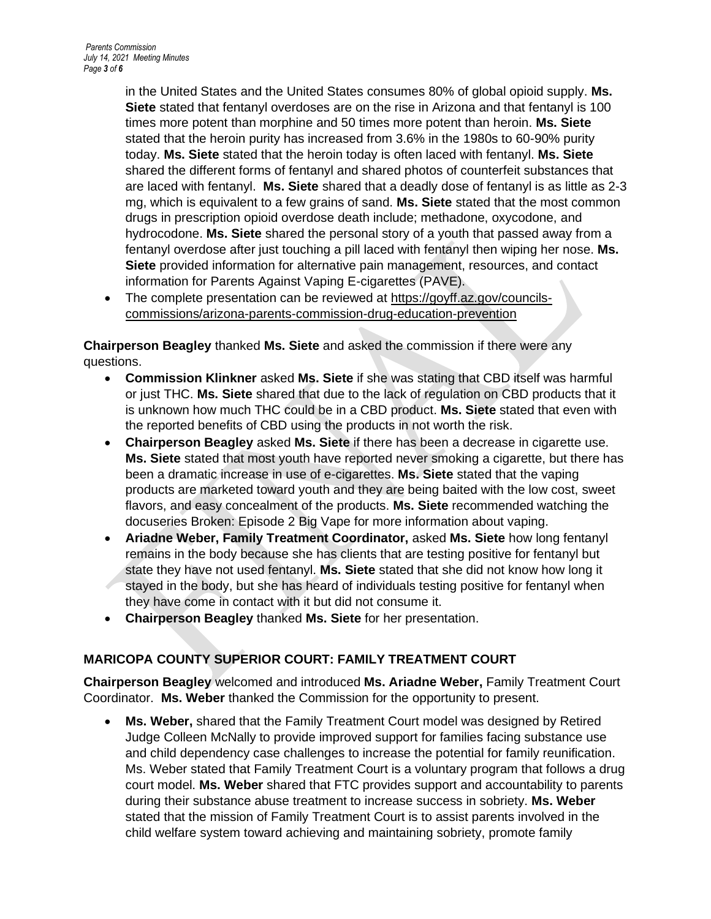in the United States and the United States consumes 80% of global opioid supply. **Ms. Siete** stated that fentanyl overdoses are on the rise in Arizona and that fentanyl is 100 times more potent than morphine and 50 times more potent than heroin. **Ms. Siete** stated that the heroin purity has increased from 3.6% in the 1980s to 60-90% purity today. **Ms. Siete** stated that the heroin today is often laced with fentanyl. **Ms. Siete** shared the different forms of fentanyl and shared photos of counterfeit substances that are laced with fentanyl. **Ms. Siete** shared that a deadly dose of fentanyl is as little as 2-3 mg, which is equivalent to a few grains of sand. **Ms. Siete** stated that the most common drugs in prescription opioid overdose death include; methadone, oxycodone, and hydrocodone. **Ms. Siete** shared the personal story of a youth that passed away from a fentanyl overdose after just touching a pill laced with fentanyl then wiping her nose. **Ms. Siete** provided information for alternative pain management, resources, and contact information for Parents Against Vaping E-cigarettes (PAVE).

- The complete presentation can be reviewed at https://goyff.az.gov/councils-commissions/arizona-parents-commission-drug-education-prevention

**Chairperson Beagley** thanked **Ms. Siete** and asked the commission if there were any questions.

- **Commission Klinkner** asked **Ms. Siete** if she was stating that CBD itself was harmful or just THC. **Ms. Siete** shared that due to the lack of regulation on CBD products that it is unknown how much THC could be in a CBD product. **Ms. Siete** stated that even with the reported benefits of CBD using the products in not worth the risk.
- **Chairperson Beagley** asked **Ms. Siete** if there has been a decrease in cigarette use. **Ms. Siete** stated that most youth have reported never smoking a cigarette, but there has been a dramatic increase in use of e-cigarettes. **Ms. Siete** stated that the vaping products are marketed toward youth and they are being baited with the low cost, sweet flavors, and easy concealment of the products. **Ms. Siete** recommended watching the docuseries Broken: Episode 2 Big Vape for more information about vaping.
- **Ariadne Weber, Family Treatment Coordinator,** asked **Ms. Siete** how long fentanyl remains in the body because she has clients that are testing positive for fentanyl but state they have not used fentanyl. **Ms. Siete** stated that she did not know how long it stayed in the body, but she has heard of individuals testing positive for fentanyl when they have come in contact with it but did not consume it.
- **Chairperson Beagley** thanked **Ms. Siete** for her presentation.

## MARICOPA COUNTY SUPERIOR COURT: FAMILY TREATMENT COURT

**Chairperson Beagley** welcomed and introduced **Ms. Ariadne Weber,** Family Treatment Court Coordinator. **Ms. Weber** thanked the Commission for the opportunity to present.

- **Ms. Weber,** shared that the Family Treatment Court model was designed by Retired Judge Colleen McNally to provide improved support for families facing substance use and child dependency case challenges to increase the potential for family reunification. Ms. Weber stated that Family Treatment Court is a voluntary program that follows a drug court model. **Ms. Weber** shared that FTC provides support and accountability to parents during their substance abuse treatment to increase success in sobriety. **Ms. Weber** stated that the mission of Family Treatment Court is to assist parents involved in the child welfare system toward achieving and maintaining sobriety, promote family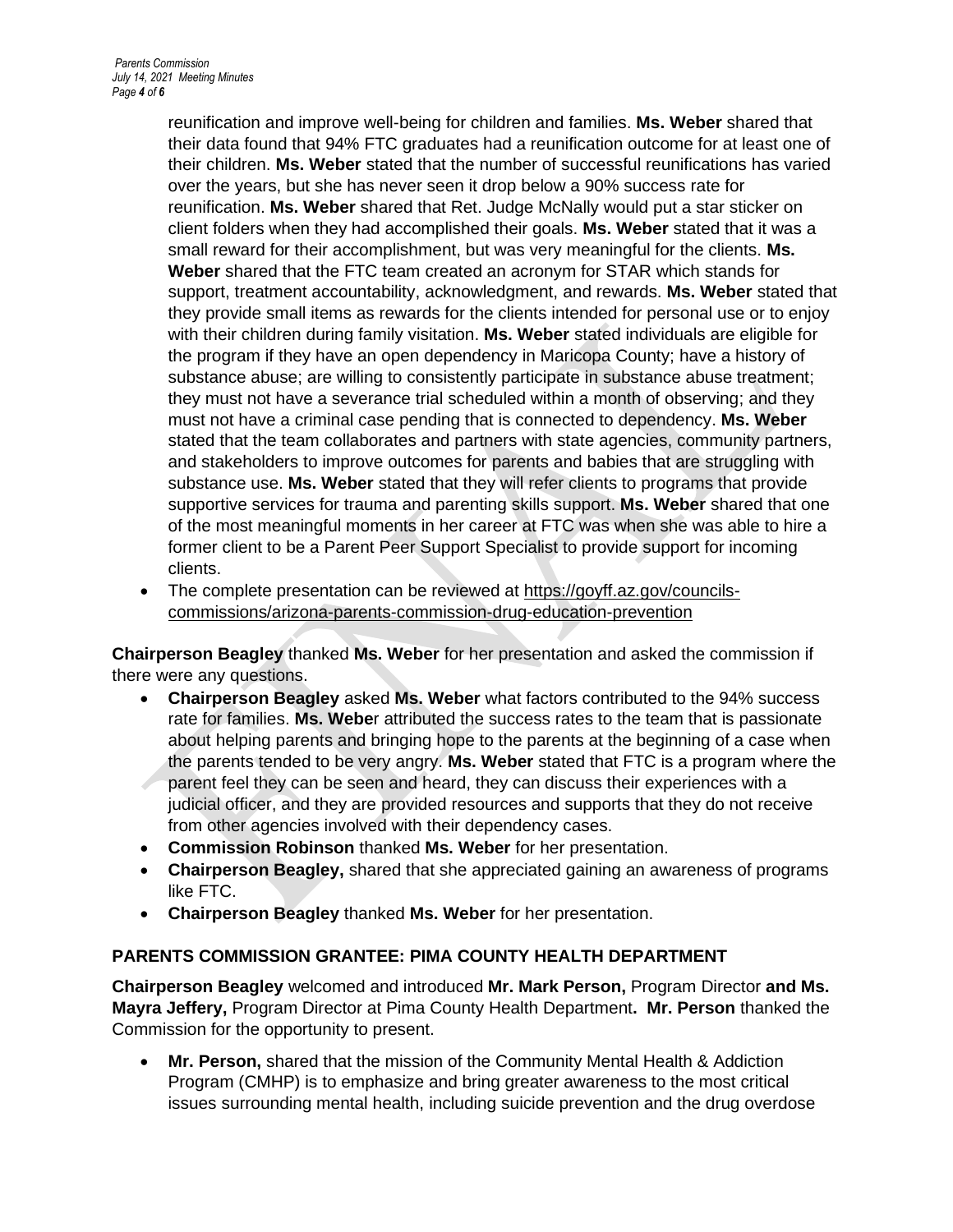reunification and improve well-being for children and families. **Ms. Weber** shared that their data found that 94% FTC graduates had a reunification outcome for at least one of their children. **Ms. Weber** stated that the number of successful reunifications has varied over the years, but she has never seen it drop below a 90% success rate for reunification. **Ms. Weber** shared that Ret. Judge McNally would put a star sticker on client folders when they had accomplished their goals. **Ms. Weber** stated that it was a small reward for their accomplishment, but was very meaningful for the clients. **Ms. Weber** shared that the FTC team created an acronym for STAR which stands for support, treatment accountability, acknowledgment, and rewards. **Ms. Weber** stated that they provide small items as rewards for the clients intended for personal use or to enjoy with their children during family visitation. **Ms. Weber** stated individuals are eligible for the program if they have an open dependency in Maricopa County; have a history of substance abuse; are willing to consistently participate in substance abuse treatment; they must not have a severance trial scheduled within a month of observing; and they must not have a criminal case pending that is connected to dependency. **Ms. Weber** stated that the team collaborates and partners with state agencies, community partners, and stakeholders to improve outcomes for parents and babies that are struggling with substance use. **Ms. Weber** stated that they will refer clients to programs that provide supportive services for trauma and parenting skills support. **Ms. Weber** shared that one of the most meaningful moments in her career at FTC was when she was able to hire a former client to be a Parent Peer Support Specialist to provide support for incoming clients.

- The complete presentation can be reviewed at https://goyff.az.gov/councils-commissions/arizona-parents-commission-drug-education-prevention

**Chairperson Beagley** thanked **Ms. Weber** for her presentation and asked the commission if there were any questions.

- **Chairperson Beagley** asked **Ms. Weber** what factors contributed to the 94% success rate for families. **Ms. Weber** attributed the success rates to the team that is passionate about helping parents and bringing hope to the parents at the beginning of a case when the parents tended to be very angry. **Ms. Weber** stated that FTC is a program where the parent feel they can be seen and heard, they can discuss their experiences with a judicial officer, and they are provided resources and supports that they do not receive from other agencies involved with their dependency cases.
- **Commission Robinson** thanked **Ms. Weber** for her presentation.
- **Chairperson Beagley,** shared that she appreciated gaining an awareness of programs like FTC.
- **Chairperson Beagley** thanked **Ms. Weber** for her presentation.

## PARENTS COMMISSION GRANTEE: PIMA COUNTY HEALTH DEPARTMENT

**Chairperson Beagley** welcomed and introduced **Mr. Mark Person,** Program Director **and Ms. Mayra Jeffery,** Program Director at Pima County Health Department**. Mr. Person** thanked the Commission for the opportunity to present.

- **Mr. Person,** shared that the mission of the Community Mental Health & Addiction Program (CMHP) is to emphasize and bring greater awareness to the most critical issues surrounding mental health, including suicide prevention and the drug overdose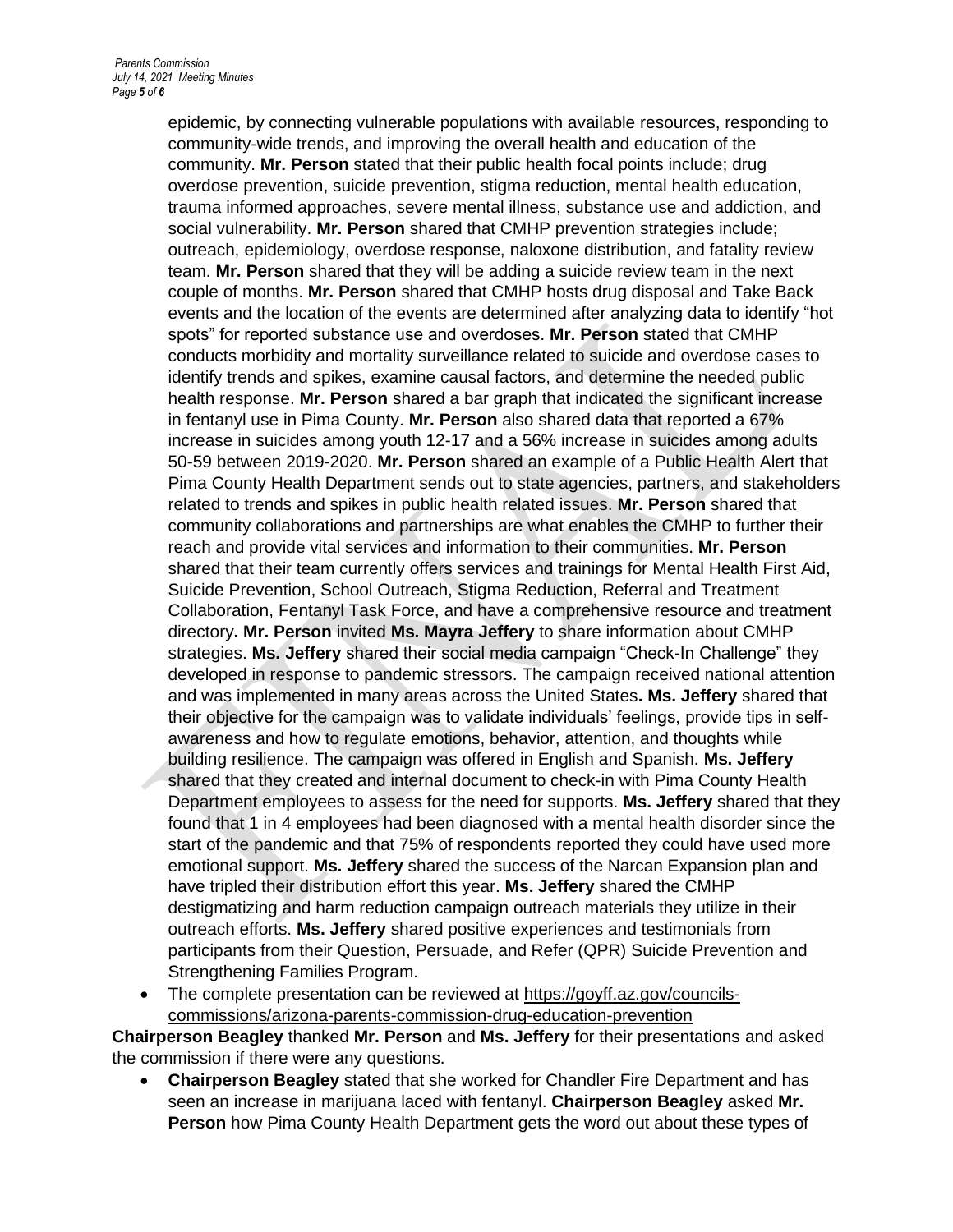epidemic, by connecting vulnerable populations with available resources, responding to community-wide trends, and improving the overall health and education of the community. **Mr. Person** stated that their public health focal points include; drug overdose prevention, suicide prevention, stigma reduction, mental health education, trauma informed approaches, severe mental illness, substance use and addiction, and social vulnerability. **Mr. Person** shared that CMHP prevention strategies include; outreach, epidemiology, overdose response, naloxone distribution, and fatality review team. **Mr. Person** shared that they will be adding a suicide review team in the next couple of months. **Mr. Person** shared that CMHP hosts drug disposal and Take Back events and the location of the events are determined after analyzing data to identify "hot spots" for reported substance use and overdoses. **Mr. Person** stated that CMHP conducts morbidity and mortality surveillance related to suicide and overdose cases to identify trends and spikes, examine causal factors, and determine the needed public health response. **Mr. Person** shared a bar graph that indicated the significant increase in fentanyl use in Pima County. **Mr. Person** also shared data that reported a 67% increase in suicides among youth 12-17 and a 56% increase in suicides among adults 50-59 between 2019-2020. **Mr. Person** shared an example of a Public Health Alert that Pima County Health Department sends out to state agencies, partners, and stakeholders related to trends and spikes in public health related issues. **Mr. Person** shared that community collaborations and partnerships are what enables the CMHP to further their reach and provide vital services and information to their communities. **Mr. Person** shared that their team currently offers services and trainings for Mental Health First Aid, Suicide Prevention, School Outreach, Stigma Reduction, Referral and Treatment Collaboration, Fentanyl Task Force, and have a comprehensive resource and treatment directory**. Mr. Person** invited **Ms. Mayra Jeffery** to share information about CMHP strategies. **Ms. Jeffery** shared their social media campaign "Check-In Challenge" they developed in response to pandemic stressors. The campaign received national attention and was implemented in many areas across the United States**. Ms. Jeffery** shared that their objective for the campaign was to validate individuals' feelings, provide tips in self-awareness and how to regulate emotions, behavior, attention, and thoughts while building resilience. The campaign was offered in English and Spanish. **Ms. Jeffery** shared that they created and internal document to check-in with Pima County Health Department employees to assess for the need for supports. **Ms. Jeffery** shared that they found that 1 in 4 employees had been diagnosed with a mental health disorder since the start of the pandemic and that 75% of respondents reported they could have used more emotional support. **Ms. Jeffery** shared the success of the Narcan Expansion plan and have tripled their distribution effort this year. **Ms. Jeffery** shared the CMHP destigmatizing and harm reduction campaign outreach materials they utilize in their outreach efforts. **Ms. Jeffery** shared positive experiences and testimonials from participants from their Question, Persuade, and Refer (QPR) Suicide Prevention and Strengthening Families Program.

- The complete presentation can be reviewed at https://goyff.az.gov/councils-commissions/arizona-parents-commission-drug-education-prevention

**Chairperson Beagley** thanked **Mr. Person** and **Ms. Jeffery** for their presentations and asked the commission if there were any questions.

- **Chairperson Beagley** stated that she worked for Chandler Fire Department and has seen an increase in marijuana laced with fentanyl. **Chairperson Beagley** asked **Mr. Person** how Pima County Health Department gets the word out about these types of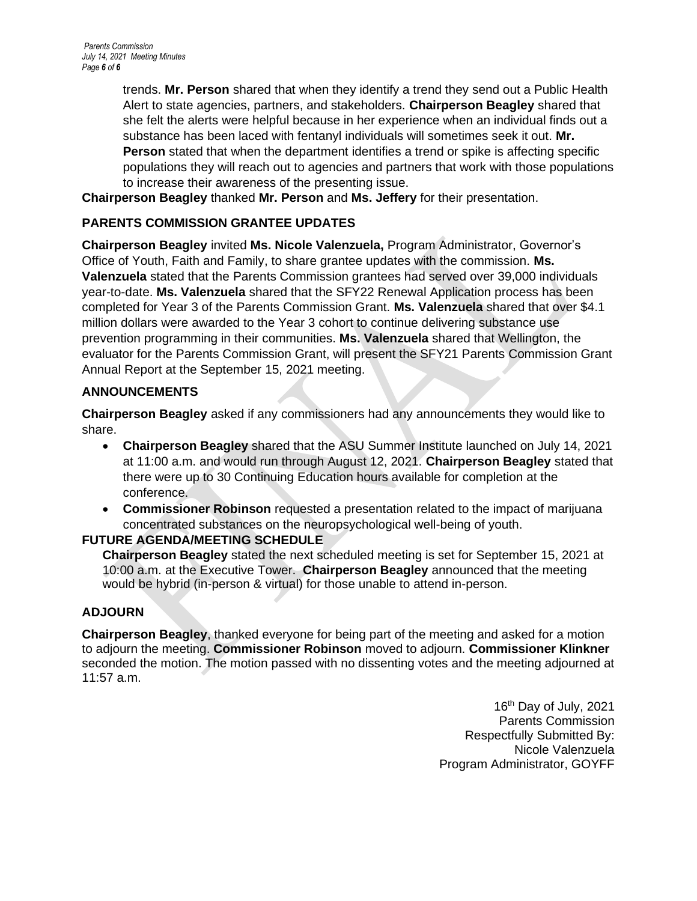trends. **Mr. Person** shared that when they identify a trend they send out a Public Health Alert to state agencies, partners, and stakeholders. **Chairperson Beagley** shared that she felt the alerts were helpful because in her experience when an individual finds out a substance has been laced with fentanyl individuals will sometimes seek it out. **Mr. Person** stated that when the department identifies a trend or spike is affecting specific populations they will reach out to agencies and partners that work with those populations to increase their awareness of the presenting issue.

**Chairperson Beagley** thanked **Mr. Person** and **Ms. Jeffery** for their presentation.

## PARENTS COMMISSION GRANTEE UPDATES

**Chairperson Beagley** invited **Ms. Nicole Valenzuela,** Program Administrator, Governor's Office of Youth, Faith and Family, to share grantee updates with the commission. **Ms. Valenzuela** stated that the Parents Commission grantees had served over 39,000 individuals year-to-date. **Ms. Valenzuela** shared that the SFY22 Renewal Application process has been completed for Year 3 of the Parents Commission Grant. **Ms. Valenzuela** shared that over $4.1 million dollars were awarded to the Year 3 cohort to continue delivering substance use prevention programming in their communities. **Ms. Valenzuela** shared that Wellington, the evaluator for the Parents Commission Grant, will present the SFY21 Parents Commission Grant Annual Report at the September 15, 2021 meeting.

## ANNOUNCEMENTS

**Chairperson Beagley** asked if any commissioners had any announcements they would like to share.

- **Chairperson Beagley** shared that the ASU Summer Institute launched on July 14, 2021 at 11:00 a.m. and would run through August 12, 2021. **Chairperson Beagley** stated that there were up to 30 Continuing Education hours available for completion at the conference.
- **Commissioner Robinson** requested a presentation related to the impact of marijuana concentrated substances on the neuropsychological well-being of youth.

## FUTURE AGENDA/MEETING SCHEDULE

**Chairperson Beagley** stated the next scheduled meeting is set for September 15, 2021 at 10:00 a.m. at the Executive Tower. **Chairperson Beagley** announced that the meeting would be hybrid (in-person & virtual) for those unable to attend in-person.

## ADJOURN

**Chairperson Beagley**, thanked everyone for being part of the meeting and asked for a motion to adjourn the meeting. **Commissioner Robinson** moved to adjourn. **Commissioner Klinkner** seconded the motion. The motion passed with no dissenting votes and the meeting adjourned at 11:57 a.m.

16th Day of July, 2021
Parents Commission
Respectfully Submitted By:
Nicole Valenzuela
Program Administrator, GOYFF